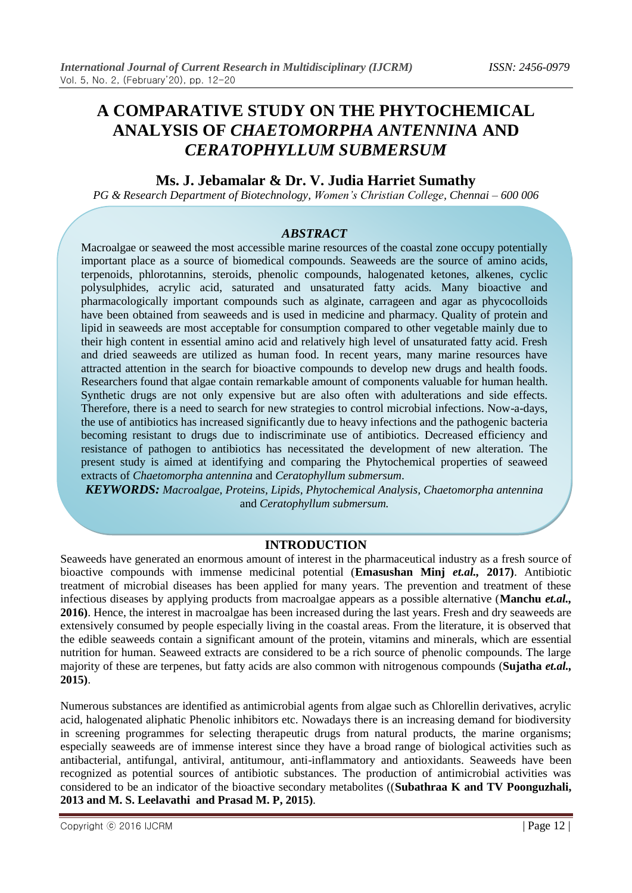# A COMPARATIVE STUDY ON THE PHYTOCHEMICAL ANALYSIS OF *CHAETOMORPHA ANTENNINA* AND *CERATOPHYLLUM SUBMERSUM*

## Ms. J. Jebamalar & Dr. V. Judia Harriet Sumathy

*PG & Research Department of Biotechnology, Women's Christian College, Chennai – 600 006*

### *ABSTRACT*

Macroalgae or seaweed the most accessible marine resources of the coastal zone occupy potentially important place as a source of biomedical compounds. Seaweeds are the source of amino acids, terpenoids, phlorotannins, steroids, phenolic compounds, halogenated ketones, alkenes, cyclic polysulphides, acrylic acid, saturated and unsaturated fatty acids. Many bioactive and pharmacologically important compounds such as alginate, carrageen and agar as phycocolloids have been obtained from seaweeds and is used in medicine and pharmacy. Quality of protein and lipid in seaweeds are most acceptable for consumption compared to other vegetable mainly due to their high content in essential amino acid and relatively high level of unsaturated fatty acid. Fresh and dried seaweeds are utilized as human food. In recent years, many marine resources have attracted attention in the search for bioactive compounds to develop new drugs and health foods. Researchers found that algae contain remarkable amount of components valuable for human health. Synthetic drugs are not only expensive but are also often with adulterations and side effects. Therefore, there is a need to search for new strategies to control microbial infections. Now-a-days, the use of antibiotics has increased significantly due to heavy infections and the pathogenic bacteria becoming resistant to drugs due to indiscriminate use of antibiotics. Decreased efficiency and resistance of pathogen to antibiotics has necessitated the development of new alteration. The present study is aimed at identifying and comparing the Phytochemical properties of seaweed extracts of *Chaetomorpha antennina* and *Ceratophyllum submersum*.

***KEYWORDS:*** *Macroalgae, Proteins, Lipids, Phytochemical Analysis, Chaetomorpha antennina* and *Ceratophyllum submersum.*

## INTRODUCTION

Seaweeds have generated an enormous amount of interest in the pharmaceutical industry as a fresh source of bioactive compounds with immense medicinal potential (**Emasushan Minj *et.al.,* 2017**). Antibiotic treatment of microbial diseases has been applied for many years. The prevention and treatment of these infectious diseases by applying products from macroalgae appears as a possible alternative (**Manchu *et.al.,* 2016**). Hence, the interest in macroalgae has been increased during the last years. Fresh and dry seaweeds are extensively consumed by people especially living in the coastal areas. From the literature, it is observed that the edible seaweeds contain a significant amount of the protein, vitamins and minerals, which are essential nutrition for human. Seaweed extracts are considered to be a rich source of phenolic compounds. The large majority of these are terpenes, but fatty acids are also common with nitrogenous compounds (**Sujatha *et.al.,* 2015**).

Numerous substances are identified as antimicrobial agents from algae such as Chlorellin derivatives, acrylic acid, halogenated aliphatic Phenolic inhibitors etc. Nowadays there is an increasing demand for biodiversity in screening programmes for selecting therapeutic drugs from natural products, the marine organisms; especially seaweeds are of immense interest since they have a broad range of biological activities such as antibacterial, antifungal, antiviral, antitumour, anti-inflammatory and antioxidants. Seaweeds have been recognized as potential sources of antibiotic substances. The production of antimicrobial activities was considered to be an indicator of the bioactive secondary metabolites ((**Subathraa K and TV Poonguzhali, 2013 and M. S. Leelavathi and Prasad M. P, 2015)**.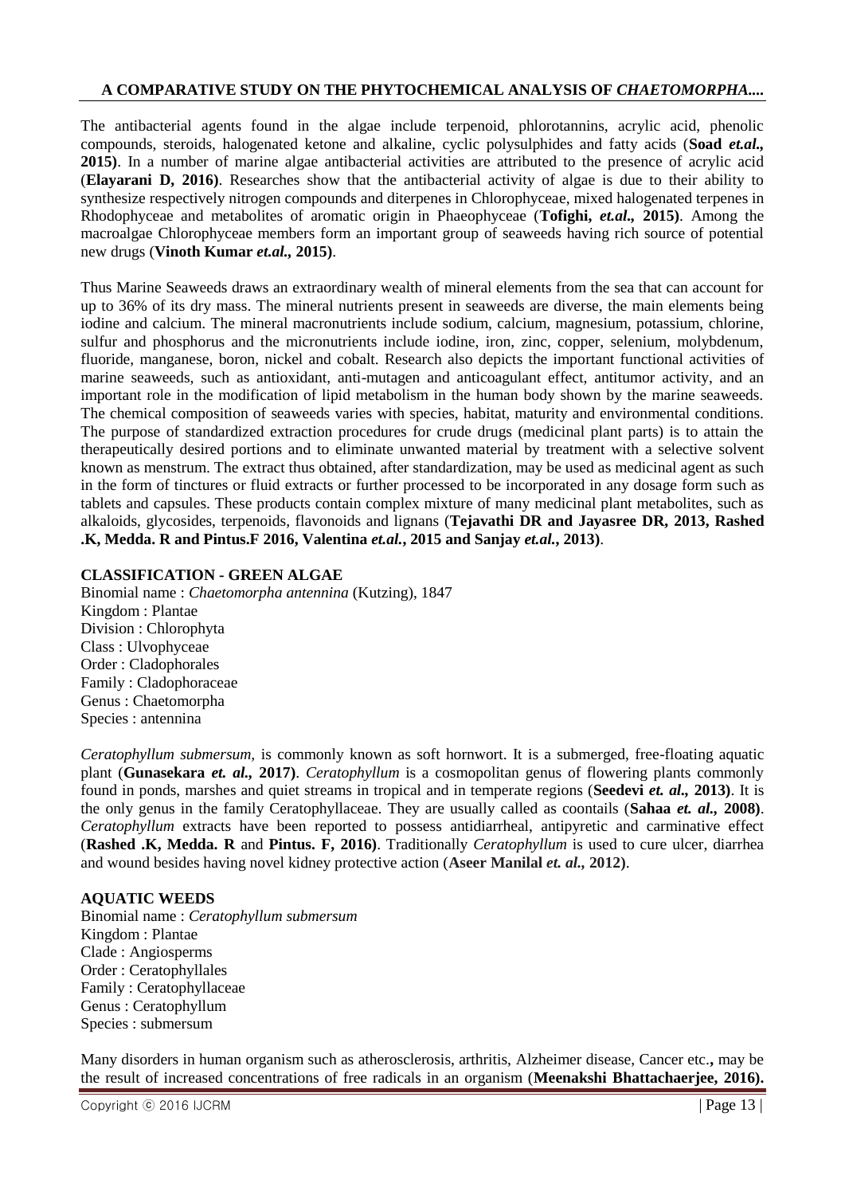The antibacterial agents found in the algae include terpenoid, phlorotannins, acrylic acid, phenolic compounds, steroids, halogenated ketone and alkaline, cyclic polysulphides and fatty acids (**Soad *et.al.*, 2015**). In a number of marine algae antibacterial activities are attributed to the presence of acrylic acid (**Elayarani D, 2016**). Researches show that the antibacterial activity of algae is due to their ability to synthesize respectively nitrogen compounds and diterpenes in Chlorophyceae, mixed halogenated terpenes in Rhodophyceae and metabolites of aromatic origin in Phaeophyceae (**Tofighi, *et.al.*, 2015**). Among the macroalgae Chlorophyceae members form an important group of seaweeds having rich source of potential new drugs (**Vinoth Kumar *et.al.*, 2015**).

Thus Marine Seaweeds draws an extraordinary wealth of mineral elements from the sea that can account for up to 36% of its dry mass. The mineral nutrients present in seaweeds are diverse, the main elements being iodine and calcium. The mineral macronutrients include sodium, calcium, magnesium, potassium, chlorine, sulfur and phosphorus and the micronutrients include iodine, iron, zinc, copper, selenium, molybdenum, fluoride, manganese, boron, nickel and cobalt. Research also depicts the important functional activities of marine seaweeds, such as antioxidant, anti-mutagen and anticoagulant effect, antitumor activity, and an important role in the modification of lipid metabolism in the human body shown by the marine seaweeds. The chemical composition of seaweeds varies with species, habitat, maturity and environmental conditions. The purpose of standardized extraction procedures for crude drugs (medicinal plant parts) is to attain the therapeutically desired portions and to eliminate unwanted material by treatment with a selective solvent known as menstrum. The extract thus obtained, after standardization, may be used as medicinal agent as such in the form of tinctures or fluid extracts or further processed to be incorporated in any dosage form such as tablets and capsules. These products contain complex mixture of many medicinal plant metabolites, such as alkaloids, glycosides, terpenoids, flavonoids and lignans (**Tejavathi DR and Jayasree DR, 2013, Rashed .K, Medda. R and Pintus.F 2016, Valentina *et.al.*, 2015 and Sanjay *et.al.*, 2013**).

**CLASSIFICATION - GREEN ALGAE**

Binomial name : *Chaetomorpha antennina* (Kutzing), 1847
Kingdom : Plantae
Division : Chlorophyta
Class : Ulvophyceae
Order : Cladophorales
Family : Cladophoraceae
Genus : Chaetomorpha
Species : antennina

*Ceratophyllum submersum,* is commonly known as soft hornwort. It is a submerged, free-floating aquatic plant (**Gunasekara *et. al.*, 2017**). *Ceratophyllum* is a cosmopolitan genus of flowering plants commonly found in ponds, marshes and quiet streams in tropical and in temperate regions (**Seedevi *et. al.*, 2013**). It is the only genus in the family Ceratophyllaceae. They are usually called as coontails (**Sahaa *et. al.*, 2008**). *Ceratophyllum* extracts have been reported to possess antidiarrheal, antipyretic and carminative effect (**Rashed .K, Medda. R** and **Pintus. F, 2016**). Traditionally *Ceratophyllum* is used to cure ulcer, diarrhea and wound besides having novel kidney protective action (**Aseer Manilal *et. al.*, 2012**).

**AQUATIC WEEDS**

Binomial name : *Ceratophyllum submersum*
Kingdom : Plantae
Clade : Angiosperms
Order : Ceratophyllales
Family : Ceratophyllaceae
Genus : Ceratophyllum
Species : submersum

Many disorders in human organism such as atherosclerosis, arthritis, Alzheimer disease, Cancer etc.**,** may be the result of increased concentrations of free radicals in an organism (**Meenakshi Bhattachaerjee, 2016).**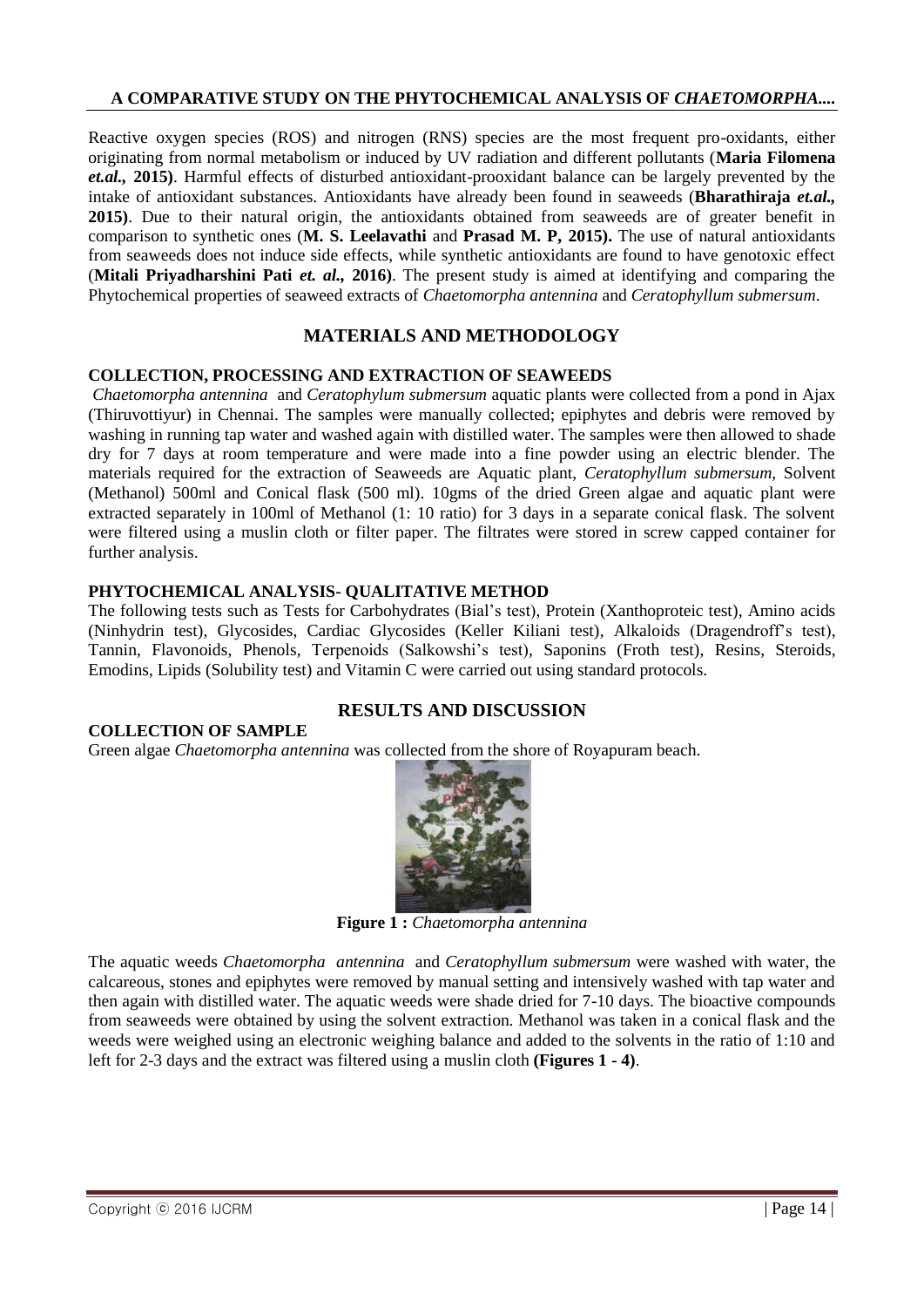Reactive oxygen species (ROS) and nitrogen (RNS) species are the most frequent pro-oxidants, either originating from normal metabolism or induced by UV radiation and different pollutants (**Maria Filomena *et.al.*, 2015)**. Harmful effects of disturbed antioxidant-prooxidant balance can be largely prevented by the intake of antioxidant substances. Antioxidants have already been found in seaweeds (**Bharathiraja *et.al.*, 2015)**. Due to their natural origin, the antioxidants obtained from seaweeds are of greater benefit in comparison to synthetic ones (**M. S. Leelavathi** and **Prasad M. P, 2015).** The use of natural antioxidants from seaweeds does not induce side effects, while synthetic antioxidants are found to have genotoxic effect (**Mitali Priyadharshini Pati *et. al.*, 2016)**. The present study is aimed at identifying and comparing the Phytochemical properties of seaweed extracts of *Chaetomorpha antennina* and *Ceratophyllum submersum*.

## MATERIALS AND METHODOLOGY

### COLLECTION, PROCESSING AND EXTRACTION OF SEAWEEDS

*Chaetomorpha antennina* and *Ceratophylum submersum* aquatic plants were collected from a pond in Ajax (Thiruvottiyur) in Chennai. The samples were manually collected; epiphytes and debris were removed by washing in running tap water and washed again with distilled water. The samples were then allowed to shade dry for 7 days at room temperature and were made into a fine powder using an electric blender. The materials required for the extraction of Seaweeds are Aquatic plant, *Ceratophyllum submersum,* Solvent (Methanol) 500ml and Conical flask (500 ml). 10gms of the dried Green algae and aquatic plant were extracted separately in 100ml of Methanol (1: 10 ratio) for 3 days in a separate conical flask. The solvent were filtered using a muslin cloth or filter paper. The filtrates were stored in screw capped container for further analysis.

### PHYTOCHEMICAL ANALYSIS- QUALITATIVE METHOD

The following tests such as Tests for Carbohydrates (Bial's test), Protein (Xanthoproteic test), Amino acids (Ninhydrin test), Glycosides, Cardiac Glycosides (Keller Kiliani test), Alkaloids (Dragendroff's test), Tannin, Flavonoids, Phenols, Terpenoids (Salkowshi's test), Saponins (Froth test), Resins, Steroids, Emodins, Lipids (Solubility test) and Vitamin C were carried out using standard protocols.

## RESULTS AND DISCUSSION

### COLLECTION OF SAMPLE

Green algae *Chaetomorpha antennina* was collected from the shore of Royapuram beach.

**Figure 1 :** *Chaetomorpha antennina*

The aquatic weeds *Chaetomorpha antennina* and *Ceratophyllum submersum* were washed with water, the calcareous, stones and epiphytes were removed by manual setting and intensively washed with tap water and then again with distilled water. The aquatic weeds were shade dried for 7-10 days. The bioactive compounds from seaweeds were obtained by using the solvent extraction. Methanol was taken in a conical flask and the weeds were weighed using an electronic weighing balance and added to the solvents in the ratio of 1:10 and left for 2-3 days and the extract was filtered using a muslin cloth **(Figures 1 - 4)**.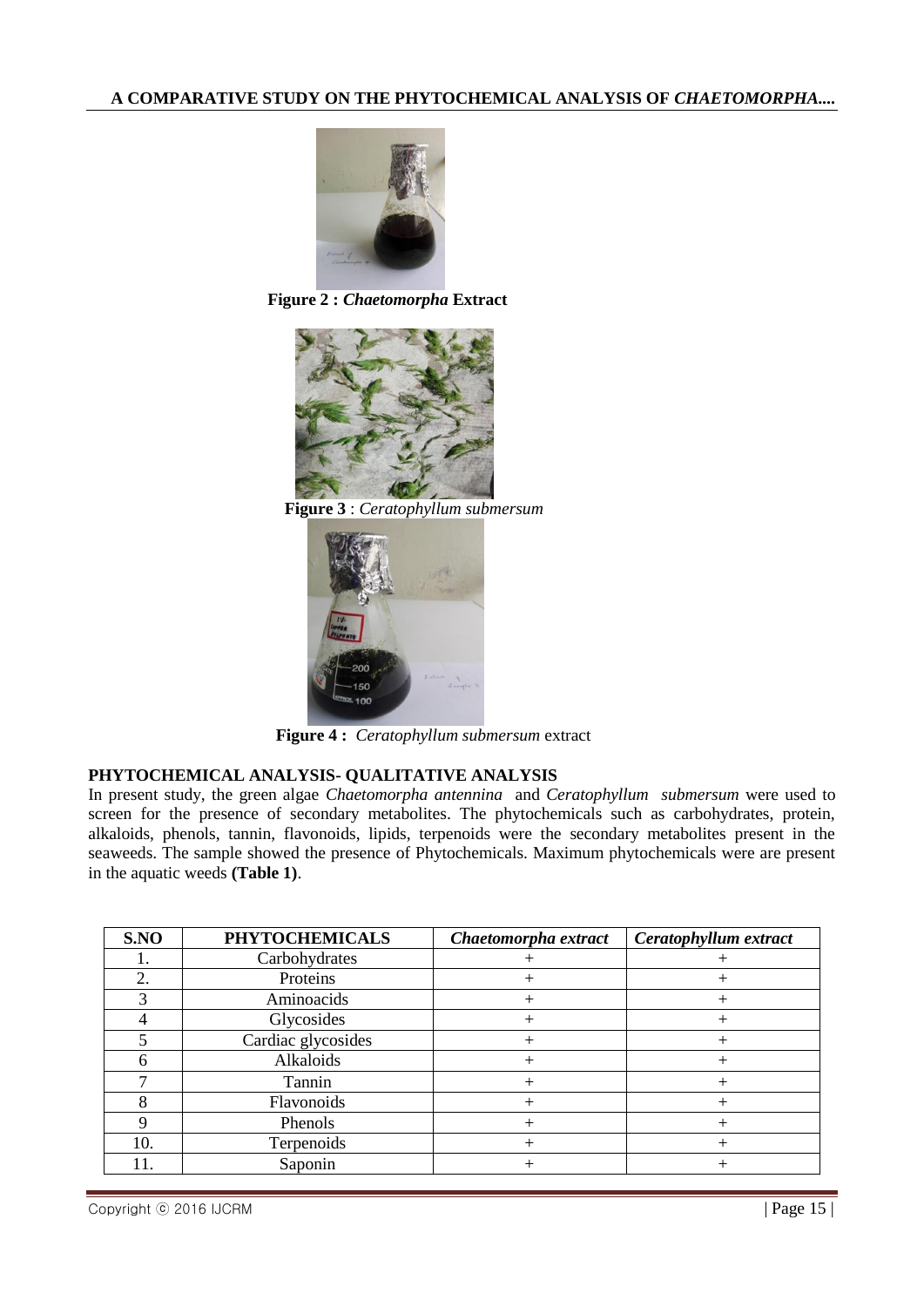**Figure 2 :** ***Chaetomorpha*** **Extract**

**Figure 3** : *Ceratophyllum submersum*

**Figure 4 :** *Ceratophyllum submersum* extract

## PHYTOCHEMICAL ANALYSIS- QUALITATIVE ANALYSIS

In present study, the green algae *Chaetomorpha antennina* and *Ceratophyllum submersum* were used to screen for the presence of secondary metabolites. The phytochemicals such as carbohydrates, protein, alkaloids, phenols, tannin, flavonoids, lipids, terpenoids were the secondary metabolites present in the seaweeds. The sample showed the presence of Phytochemicals. Maximum phytochemicals were are present in the aquatic weeds **(Table 1)**.

| S.NO | PHYTOCHEMICALS | *Chaetomorpha extract* | *Ceratophyllum extract* |
|---|---|---|---|
| 1. | Carbohydrates | + | + |
| 2. | Proteins | + | + |
| 3 | Aminoacids | + | + |
| 4 | Glycosides | + | + |
| 5 | Cardiac glycosides | + | + |
| 6 | Alkaloids | + | + |
| 7 | Tannin | + | + |
| 8 | Flavonoids | + | + |
| 9 | Phenols | + | + |
| 10. | Terpenoids | + | + |
| 11. | Saponin | + | + |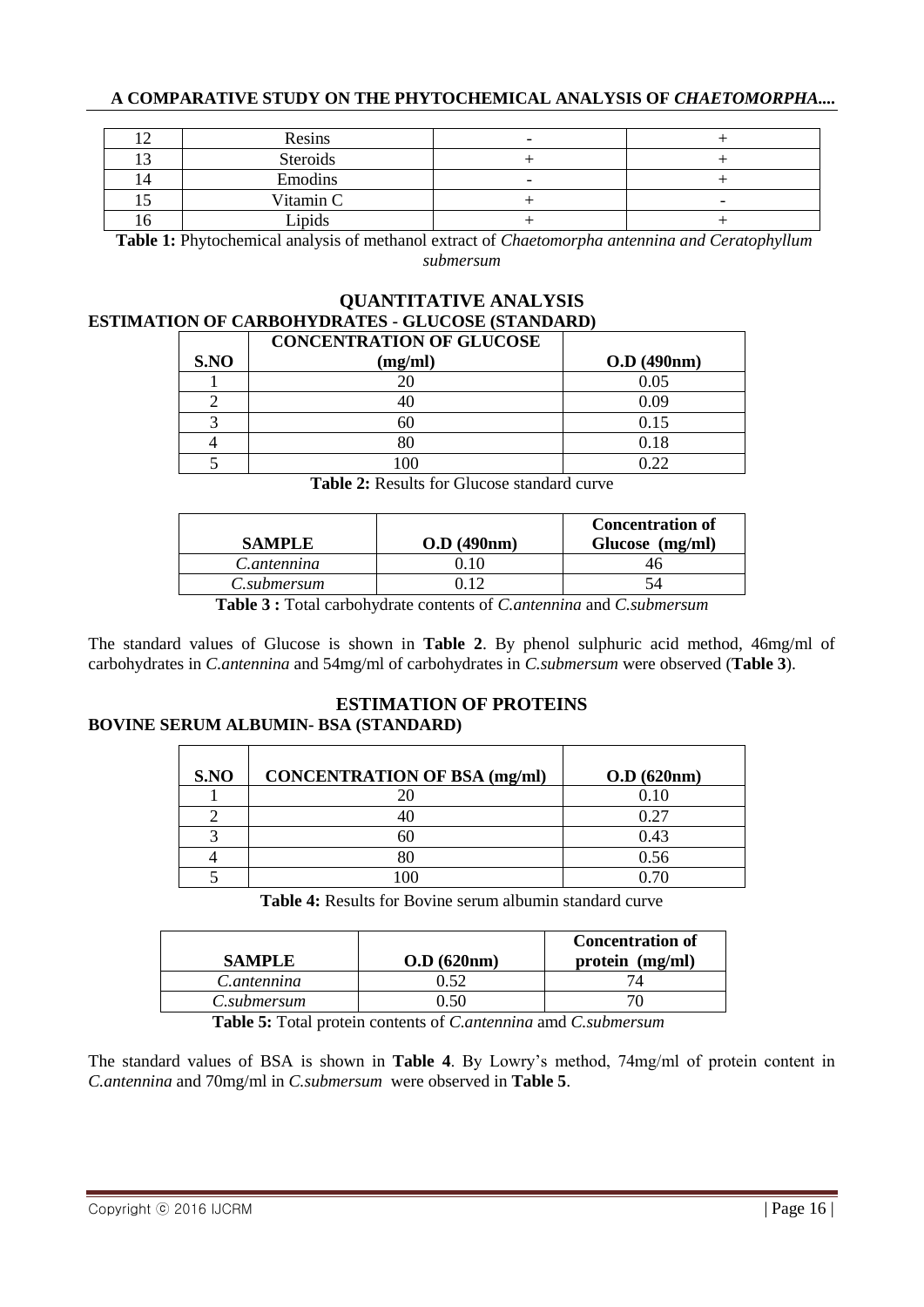| 12 | Resins | - | + |
|---|---|---|---|
| 13 | Steroids | + | + |
| 14 | Emodins | - | + |
| 15 | Vitamin C | + | - |
| 16 | Lipids | + | + |

**Table 1:** Phytochemical analysis of methanol extract of *Chaetomorpha antennina and Ceratophyllum submersum*

## QUANTITATIVE ANALYSIS

### ESTIMATION OF CARBOHYDRATES - GLUCOSE (STANDARD)

| S.NO | CONCENTRATION OF GLUCOSE (mg/ml) | O.D (490nm) |
|---|---|---|
| 1 | 20 | 0.05 |
| 2 | 40 | 0.09 |
| 3 | 60 | 0.15 |
| 4 | 80 | 0.18 |
| 5 | 100 | 0.22 |

**Table 2:** Results for Glucose standard curve

| SAMPLE | O.D (490nm) | Concentration of Glucose (mg/ml) |
|---|---|---|
| *C.antennina* | 0.10 | 46 |
| *C.submersum* | 0.12 | 54 |

**Table 3 :** Total carbohydrate contents of *C.antennina* and *C.submersum*

The standard values of Glucose is shown in **Table 2**. By phenol sulphuric acid method, 46mg/ml of carbohydrates in *C.antennina* and 54mg/ml of carbohydrates in *C.submersum* were observed (**Table 3**).

## ESTIMATION OF PROTEINS

### BOVINE SERUM ALBUMIN- BSA (STANDARD)

| S.NO | CONCENTRATION OF BSA (mg/ml) | O.D (620nm) |
|---|---|---|
| 1 | 20 | 0.10 |
| 2 | 40 | 0.27 |
| 3 | 60 | 0.43 |
| 4 | 80 | 0.56 |
| 5 | 100 | 0.70 |

**Table 4:** Results for Bovine serum albumin standard curve

| SAMPLE | O.D (620nm) | Concentration of protein (mg/ml) |
|---|---|---|
| *C.antennina* | 0.52 | 74 |
| *C.submersum* | 0.50 | 70 |

**Table 5:** Total protein contents of *C.antennina* amd *C.submersum*

The standard values of BSA is shown in **Table 4**. By Lowry's method, 74mg/ml of protein content in *C.antennina* and 70mg/ml in *C.submersum* were observed in **Table 5**.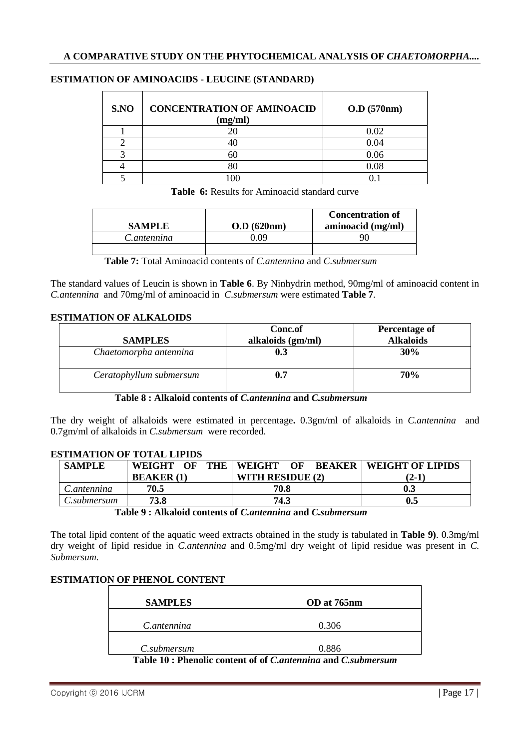### ESTIMATION OF AMINOACIDS - LEUCINE (STANDARD)

| S.NO | CONCENTRATION OF AMINOACID (mg/ml) | O.D (570nm) |
|---|---|---|
| 1 | 20 | 0.02 |
| 2 | 40 | 0.04 |
| 3 | 60 | 0.06 |
| 4 | 80 | 0.08 |
| 5 | 100 | 0.1 |

**Table 6:** Results for Aminoacid standard curve

| SAMPLE | O.D (620nm) | Concentration of aminoacid (mg/ml) |
|---|---|---|
| *C.antennina* | 0.09 | 90 |
| | | |

**Table 7:** Total Aminoacid contents of *C.antennina* and *C.submersum*

The standard values of Leucin is shown in **Table 6**. By Ninhydrin method, 90mg/ml of aminoacid content in *C.antennina* and 70mg/ml of aminoacid in *C.submersum* were estimated **Table 7**.

### ESTIMATION OF ALKALOIDS

| SAMPLES | Conc.of alkaloids (gm/ml) | Percentage of Alkaloids |
|---|---|---|
| *Chaetomorpha antennina* | **0.3** | **30%** |
| *Ceratophyllum submersum* | **0.7** | **70%** |

**Table 8 : Alkaloid contents of *C.antennina* and *C.submersum***

The dry weight of alkaloids were estimated in percentage**.** 0.3gm/ml of alkaloids in *C.antennina* and 0.7gm/ml of alkaloids in *C.submersum* were recorded.

### ESTIMATION OF TOTAL LIPIDS

| SAMPLE | WEIGHT OF THE BEAKER (1) | WEIGHT OF BEAKER WITH RESIDUE (2) | WEIGHT OF LIPIDS (2-1) |
|---|---|---|---|
| *C.antennina* | **70.5** | **70.8** | **0.3** |
| *C.submersum* | **73.8** | **74.3** | **0.5** |

**Table 9 : Alkaloid contents of *C.antennina* and *C.submersum***

The total lipid content of the aquatic weed extracts obtained in the study is tabulated in **Table 9)**. 0.3mg/ml dry weight of lipid residue in *C.antennina* and 0.5mg/ml dry weight of lipid residue was present in *C. Submersum.*

### ESTIMATION OF PHENOL CONTENT

| SAMPLES | OD at 765nm |
|---|---|
| *C.antennina* | 0.306 |
| *C.submersum* | 0.886 |

**Table 10 : Phenolic content of of *C.antennina* and *C.submersum***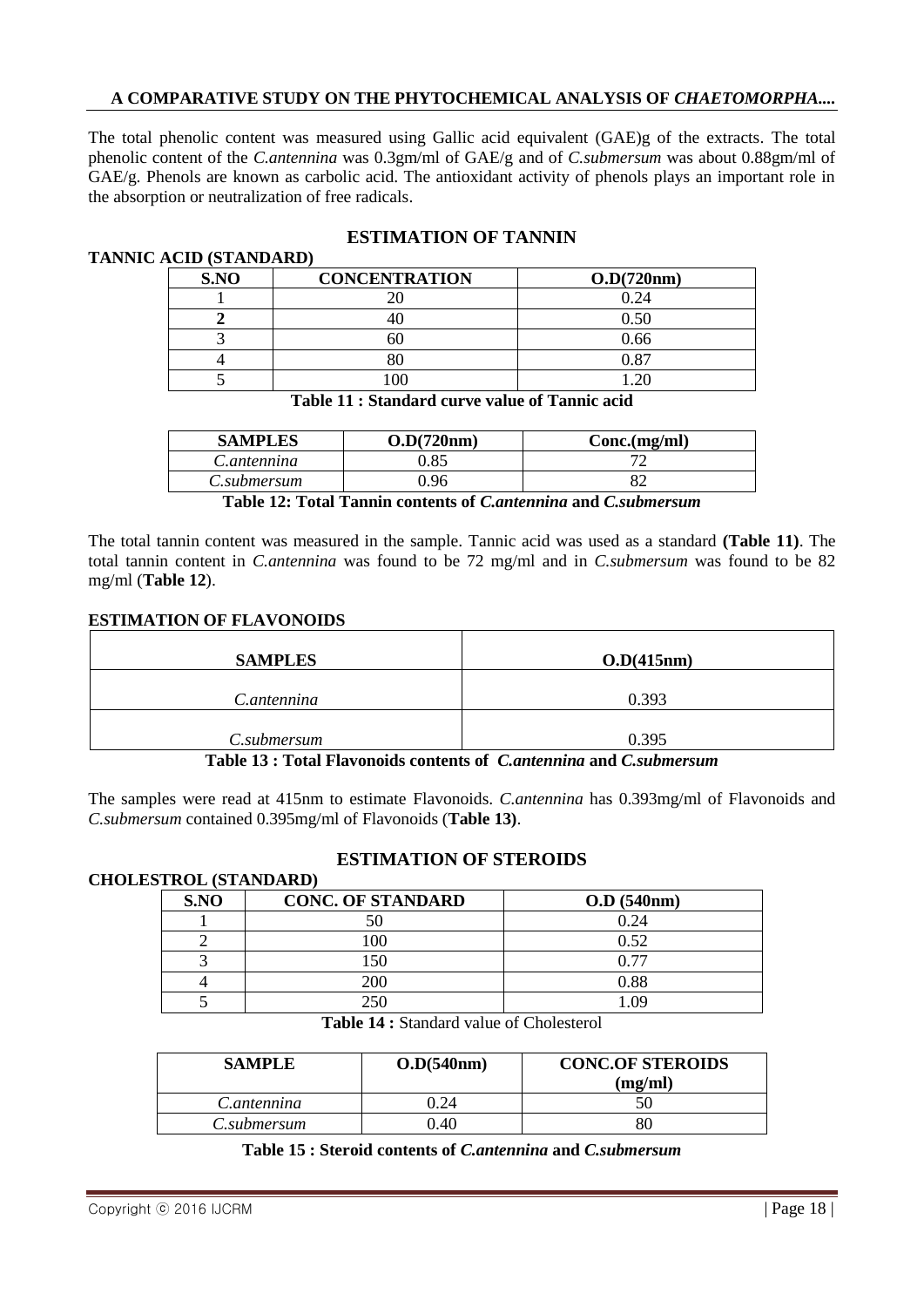The total phenolic content was measured using Gallic acid equivalent (GAE)g of the extracts. The total phenolic content of the *C.antennina* was 0.3gm/ml of GAE/g and of *C.submersum* was about 0.88gm/ml of GAE/g. Phenols are known as carbolic acid. The antioxidant activity of phenols plays an important role in the absorption or neutralization of free radicals.

## ESTIMATION OF TANNIN

**TANNIC ACID (STANDARD)**

| S.NO | CONCENTRATION | O.D(720nm) |
|---|---|---|
| 1 | 20 | 0.24 |
| **2** | 40 | 0.50 |
| 3 | 60 | 0.66 |
| 4 | 80 | 0.87 |
| 5 | 100 | 1.20 |

**Table 11 : Standard curve value of Tannic acid**

| SAMPLES | O.D(720nm) | Conc.(mg/ml) |
|---|---|---|
| *C.antennina* | 0.85 | 72 |
| *C.submersum* | 0.96 | 82 |

**Table 12: Total Tannin contents of *C.antennina* and *C.submersum***

The total tannin content was measured in the sample. Tannic acid was used as a standard **(Table 11)**. The total tannin content in *C.antennina* was found to be 72 mg/ml and in *C.submersum* was found to be 82 mg/ml (**Table 12**).

## ESTIMATION OF FLAVONOIDS

| SAMPLES | O.D(415nm) |
|---|---|
| *C.antennina* | 0.393 |
| *C.submersum* | 0.395 |

**Table 13 : Total Flavonoids contents of *C.antennina* and *C.submersum***

The samples were read at 415nm to estimate Flavonoids. *C.antennina* has 0.393mg/ml of Flavonoids and *C.submersum* contained 0.395mg/ml of Flavonoids (**Table 13)**.

## ESTIMATION OF STEROIDS

**CHOLESTROL (STANDARD)**

| S.NO | CONC. OF STANDARD | O.D (540nm) |
|---|---|---|
| 1 | 50 | 0.24 |
| 2 | 100 | 0.52 |
| 3 | 150 | 0.77 |
| 4 | 200 | 0.88 |
| 5 | 250 | 1.09 |

**Table 14 :** Standard value of Cholesterol

| SAMPLE | O.D(540nm) | CONC.OF STEROIDS (mg/ml) |
|---|---|---|
| *C.antennina* | 0.24 | 50 |
| *C.submersum* | 0.40 | 80 |

**Table 15 : Steroid contents of *C.antennina* and *C.submersum***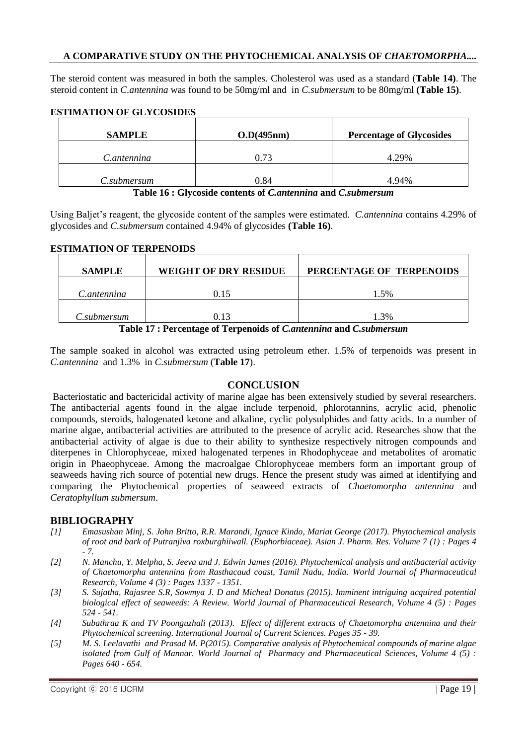The steroid content was measured in both the samples. Cholesterol was used as a standard (**Table 14)**. The steroid content in *C.antennina* was found to be 50mg/ml and in *C.submersum* to be 80mg/ml **(Table 15)**.

## ESTIMATION OF GLYCOSIDES

| SAMPLE | O.D(495nm) | Percentage of Glycosides |
|---|---|---|
| *C.antennina* | 0.73 | 4.29% |
| *C.submersum* | 0.84 | 4.94% |

**Table 16 : Glycoside contents of *C.antennina* and *C.submersum***

Using Baljet's reagent, the glycoside content of the samples were estimated. *C.antennina* contains 4.29% of glycosides and *C.submersum* contained 4.94% of glycosides **(Table 16)**.

## ESTIMATION OF TERPENOIDS

| SAMPLE | WEIGHT OF DRY RESIDUE | PERCENTAGE OF TERPENOIDS |
|---|---|---|
| *C.antennina* | 0.15 | 1.5% |
| *C.submersum* | 0.13 | 1.3% |

**Table 17 : Percentage of Terpenoids of *C.antennina* and *C.submersum***

The sample soaked in alcohol was extracted using petroleum ether. 1.5% of terpenoids was present in *C.antennina* and 1.3% in *C.submersum* (**Table 17**).

## CONCLUSION

Bacteriostatic and bactericidal activity of marine algae has been extensively studied by several researchers. The antibacterial agents found in the algae include terpenoid, phlorotannins, acrylic acid, phenolic compounds, steroids, halogenated ketone and alkaline, cyclic polysulphides and fatty acids. In a number of marine algae, antibacterial activities are attributed to the presence of acrylic acid. Researches show that the antibacterial activity of algae is due to their ability to synthesize respectively nitrogen compounds and diterpenes in Chlorophyceae, mixed halogenated terpenes in Rhodophyceae and metabolites of aromatic origin in Phaeophyceae. Among the macroalgae Chlorophyceae members form an important group of seaweeds having rich source of potential new drugs. Hence the present study was aimed at identifying and comparing the Phytochemical properties of seaweed extracts of *Chaetomorpha antennina* and *Ceratophyllum submersum*.

## BIBLIOGRAPHY

- *[1] Emasushan Minj, S. John Britto, R.R. Marandi, Ignace Kindo, Mariat George (2017). Phytochemical analysis of root and bark of Putranjiva roxburghiiwall. (Euphorbiaceae). Asian J. Pharm. Res. Volume 7 (1) : Pages 4 - 7.*
- *[2] N. Manchu, Y. Melpha, S. Jeeva and J. Edwin James (2016). Phytochemical analysis and antibacterial activity of Chaetomorpha antennina from Rasthacaud coast, Tamil Nadu, India. World Journal of Pharmaceutical Research, Volume 4 (3) : Pages 1337 - 1351.*
- *[3] S. Sujatha, Rajasree S.R, Sowmya J. D and Micheal Donatus (2015). Imminent intriguing acquired potential biological effect of seaweeds: A Review. World Journal of Pharmaceutical Research, Volume 4 (5) : Pages 524 - 541.*
- *[4] Subathraa K and TV Poonguzhali (2013). Effect of different extracts of Chaetomorpha antennina and their Phytochemical screening. International Journal of Current Sciences. Pages 35 - 39.*
- *[5] M. S. Leelavathi and Prasad M. P(2015). Comparative analysis of Phytochemical compounds of marine algae isolated from Gulf of Mannar. World Journal of Pharmacy and Pharmaceutical Sciences, Volume 4 (5) : Pages 640 - 654.*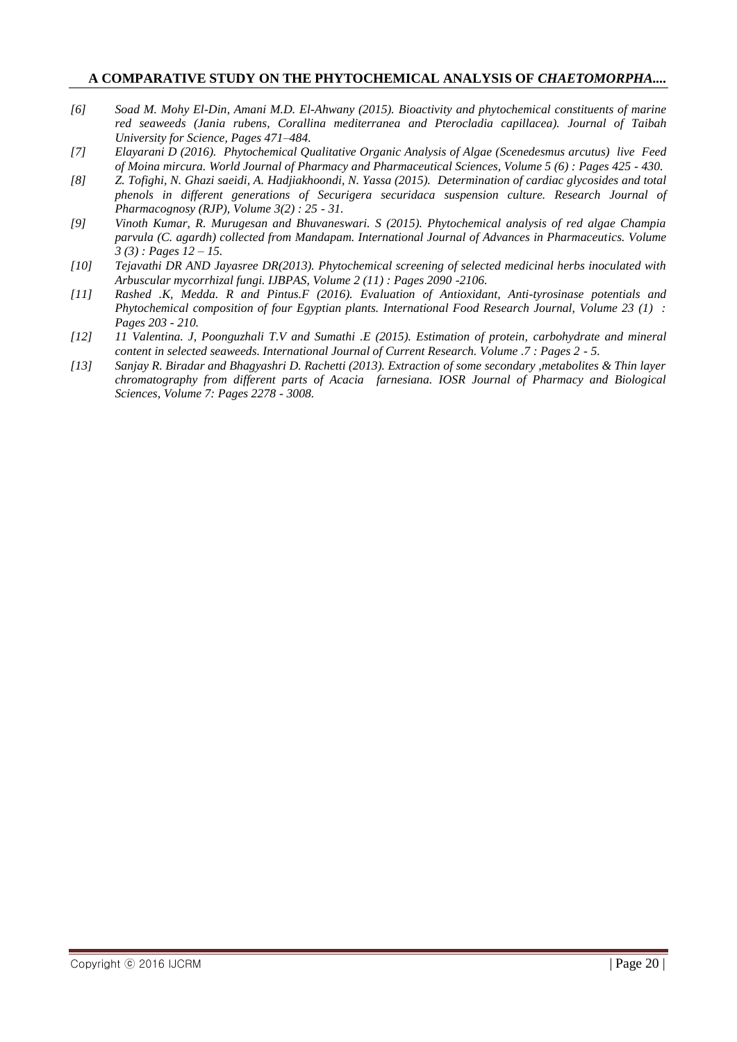*[6] Soad M. Mohy El-Din, Amani M.D. El-Ahwany (2015). Bioactivity and phytochemical constituents of marine red seaweeds (Jania rubens, Corallina mediterranea and Pterocladia capillacea). Journal of Taibah University for Science, Pages 471–484.*

*[7] Elayarani D (2016). Phytochemical Qualitative Organic Analysis of Algae (Scenedesmus arcutus) live Feed of Moina mircura. World Journal of Pharmacy and Pharmaceutical Sciences, Volume 5 (6) : Pages 425 - 430.*

*[8] Z. Tofighi, N. Ghazi saeidi, A. Hadjiakhoondi, N. Yassa (2015). Determination of cardiac glycosides and total phenols in different generations of Securigera securidaca suspension culture. Research Journal of Pharmacognosy (RJP), Volume 3(2) : 25 - 31.*

*[9] Vinoth Kumar, R. Murugesan and Bhuvaneswari. S (2015). Phytochemical analysis of red algae Champia parvula (C. agardh) collected from Mandapam. International Journal of Advances in Pharmaceutics. Volume 3 (3) : Pages 12 – 15.*

*[10] Tejavathi DR AND Jayasree DR(2013). Phytochemical screening of selected medicinal herbs inoculated with Arbuscular mycorrhizal fungi. IJBPAS, Volume 2 (11) : Pages 2090 -2106.*

*[11] Rashed .K, Medda. R and Pintus.F (2016). Evaluation of Antioxidant, Anti-tyrosinase potentials and Phytochemical composition of four Egyptian plants. International Food Research Journal, Volume 23 (1) : Pages 203 - 210.*

*[12] 11 Valentina. J, Poonguzhali T.V and Sumathi .E (2015). Estimation of protein, carbohydrate and mineral content in selected seaweeds. International Journal of Current Research. Volume .7 : Pages 2 - 5.*

*[13] Sanjay R. Biradar and Bhagyashri D. Rachetti (2013). Extraction of some secondary ,metabolites & Thin layer chromatography from different parts of Acacia farnesiana. IOSR Journal of Pharmacy and Biological Sciences, Volume 7: Pages 2278 - 3008.*